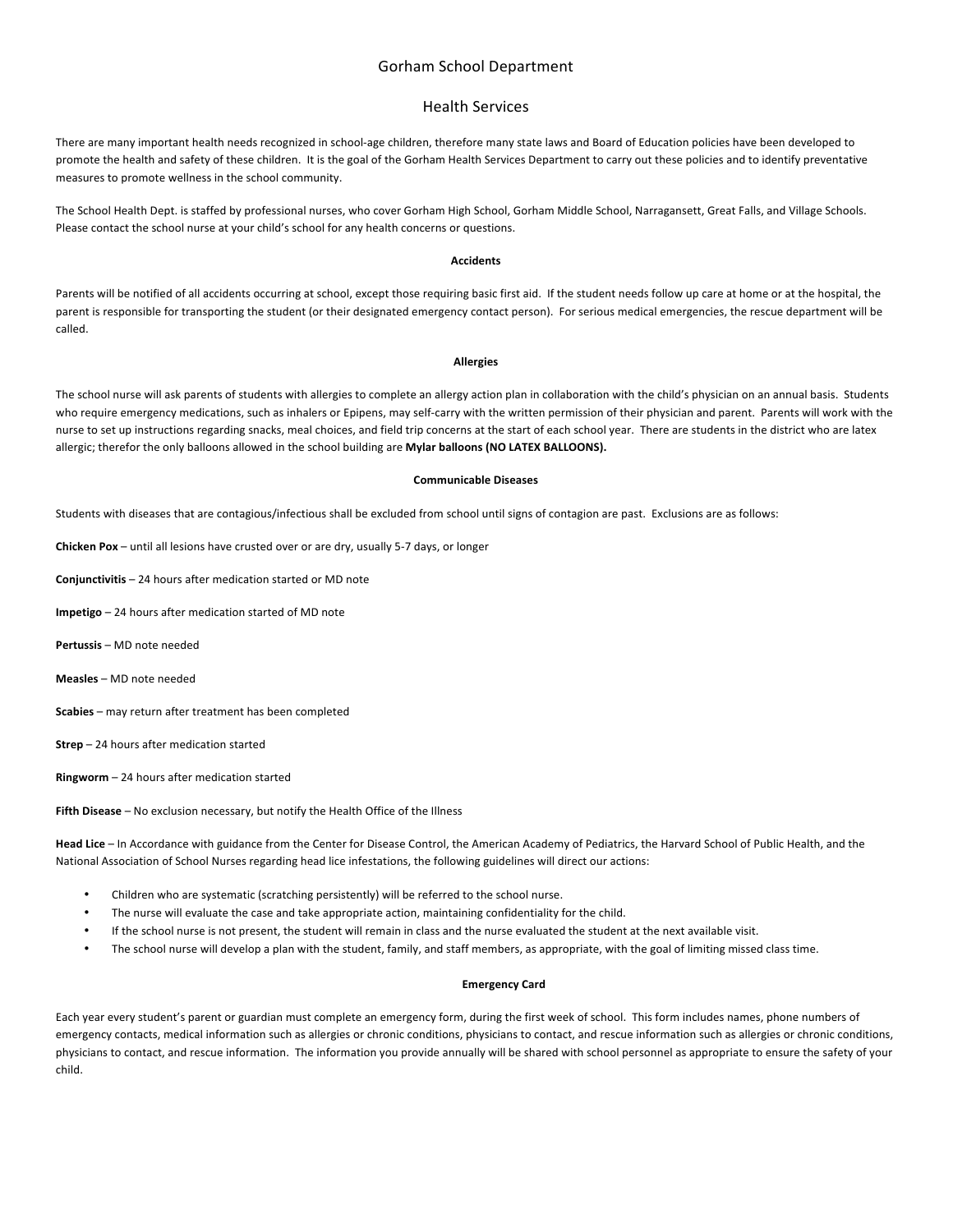# Gorham School Department

## Health Services

There are many important health needs recognized in school-age children, therefore many state laws and Board of Education policies have been developed to promote the health and safety of these children. It is the goal of the Gorham Health Services Department to carry out these policies and to identify preventative measures to promote wellness in the school community.

The School Health Dept. is staffed by professional nurses, who cover Gorham High School, Gorham Middle School, Narragansett, Great Falls, and Village Schools. Please contact the school nurse at your child's school for any health concerns or questions.

### Accidents

Parents will be notified of all accidents occurring at school, except those requiring basic first aid. If the student needs follow up care at home or at the hospital, the parent is responsible for transporting the student (or their designated emergency contact person). For serious medical emergencies, the rescue department will be called.

### Allergies

The school nurse will ask parents of students with allergies to complete an allergy action plan in collaboration with the child's physician on an annual basis. Students who require emergency medications, such as inhalers or Epipens, may self-carry with the written permission of their physician and parent. Parents will work with the nurse to set up instructions regarding snacks, meal choices, and field trip concerns at the start of each school year. There are students in the district who are latex allergic; therefor the only balloons allowed in the school building are **Mylar balloons (NO LATEX BALLOONS).**

### Communicable Diseases

Students with diseases that are contagious/infectious shall be excluded from school until signs of contagion are past. Exclusions are as follows:

**Chicken Pox** – until all lesions have crusted over or are dry, usually 5-7 days, or longer

**Conjunctivitis** – 24 hours after medication started or MD note

**Impetigo** – 24 hours after medication started of MD note

**Pertussis** – MD note needed

**Measles** – MD note needed

**Scabies** – may return after treatment has been completed

**Strep** – 24 hours after medication started

**Ringworm** – 24 hours after medication started

**Fifth Disease** – No exclusion necessary, but notify the Health Office of the Illness

**Head Lice** – In Accordance with guidance from the Center for Disease Control, the American Academy of Pediatrics, the Harvard School of Public Health, and the National Association of School Nurses regarding head lice infestations, the following guidelines will direct our actions:

- Children who are systematic (scratching persistently) will be referred to the school nurse.
- The nurse will evaluate the case and take appropriate action, maintaining confidentiality for the child.
- If the school nurse is not present, the student will remain in class and the nurse evaluated the student at the next available visit.
- The school nurse will develop a plan with the student, family, and staff members, as appropriate, with the goal of limiting missed class time.

### Emergency Card

Each year every student's parent or guardian must complete an emergency form, during the first week of school. This form includes names, phone numbers of emergency contacts, medical information such as allergies or chronic conditions, physicians to contact, and rescue information such as allergies or chronic conditions, physicians to contact, and rescue information. The information you provide annually will be shared with school personnel as appropriate to ensure the safety of your child.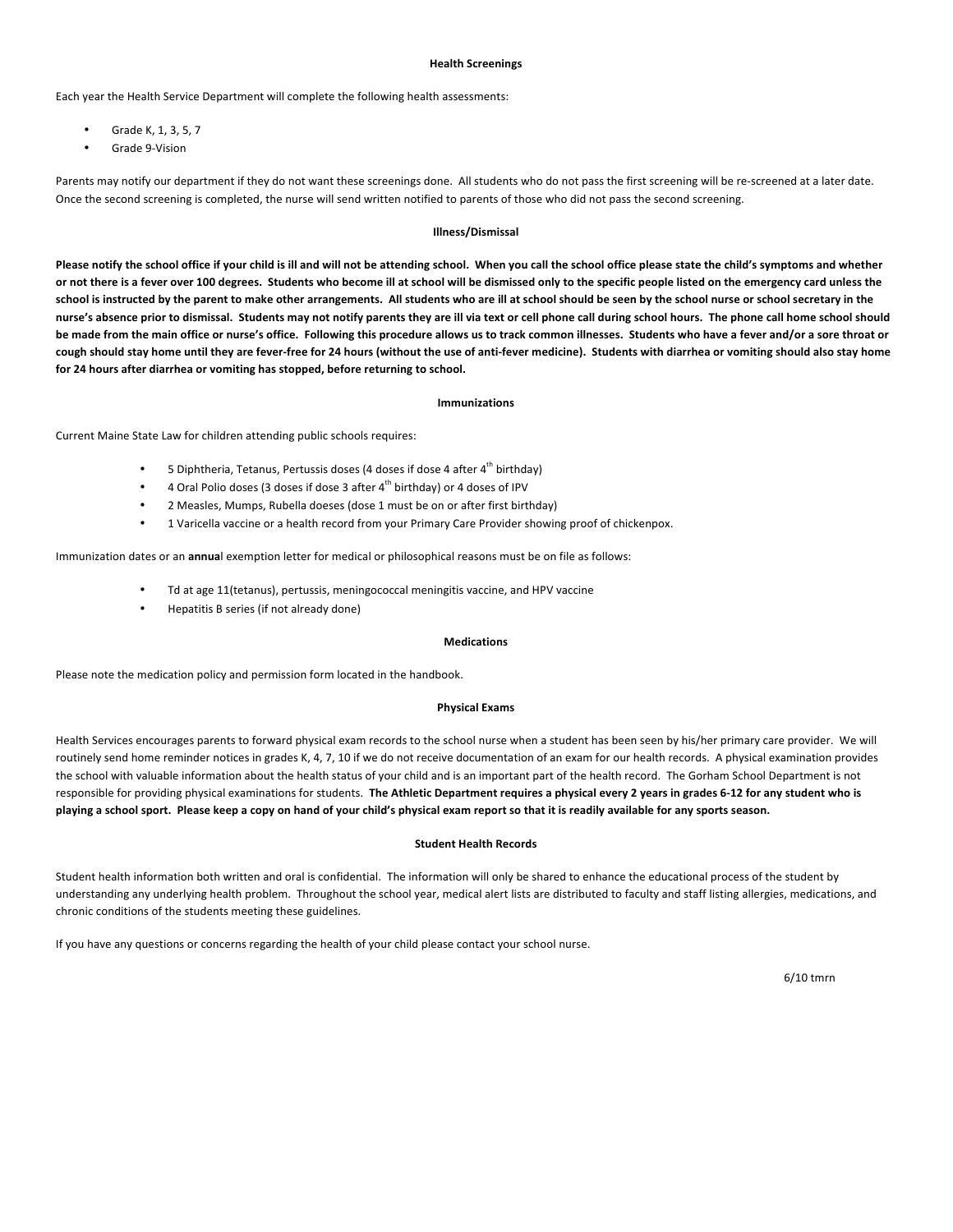**Health Screenings**

Each year the Health Service Department will complete the following health assessments:

- Grade K, 1, 3, 5, 7
- Grade 9-Vision

Parents may notify our department if they do not want these screenings done. All students who do not pass the first screening will be re-screened at a later date. Once the second screening is completed, the nurse will send written notified to parents of those who did not pass the second screening.

**Illness/Dismissal**

**Please notify the school office if your child is ill and will not be attending school. When you call the school office please state the child's symptoms and whether or not there is a fever over 100 degrees. Students who become ill at school will be dismissed only to the specific people listed on the emergency card unless the school is instructed by the parent to make other arrangements. All students who are ill at school should be seen by the school nurse or school secretary in the nurse's absence prior to dismissal. Students may not notify parents they are ill via text or cell phone call during school hours. The phone call home school should be made from the main office or nurse's office. Following this procedure allows us to track common illnesses. Students who have a fever and/or a sore throat or cough should stay home until they are fever-free for 24 hours (without the use of anti-fever medicine). Students with diarrhea or vomiting should also stay home for 24 hours after diarrhea or vomiting has stopped, before returning to school.**

**Immunizations**

Current Maine State Law for children attending public schools requires:

- 5 Diphtheria, Tetanus, Pertussis doses (4 doses if dose 4 after 4th birthday)
- 4 Oral Polio doses (3 doses if dose 3 after 4th birthday) or 4 doses of IPV
- 2 Measles, Mumps, Rubella doeses (dose 1 must be on or after first birthday)
- 1 Varicella vaccine or a health record from your Primary Care Provider showing proof of chickenpox.

Immunization dates or an **annua**l exemption letter for medical or philosophical reasons must be on file as follows:

- Td at age 11(tetanus), pertussis, meningococcal meningitis vaccine, and HPV vaccine
- Hepatitis B series (if not already done)

**Medications**

Please note the medication policy and permission form located in the handbook.

**Physical Exams**

Health Services encourages parents to forward physical exam records to the school nurse when a student has been seen by his/her primary care provider. We will routinely send home reminder notices in grades K, 4, 7, 10 if we do not receive documentation of an exam for our health records. A physical examination provides the school with valuable information about the health status of your child and is an important part of the health record. The Gorham School Department is not responsible for providing physical examinations for students. **The Athletic Department requires a physical every 2 years in grades 6-12 for any student who is playing a school sport. Please keep a copy on hand of your child's physical exam report so that it is readily available for any sports season.**

**Student Health Records**

Student health information both written and oral is confidential. The information will only be shared to enhance the educational process of the student by understanding any underlying health problem. Throughout the school year, medical alert lists are distributed to faculty and staff listing allergies, medications, and chronic conditions of the students meeting these guidelines.

If you have any questions or concerns regarding the health of your child please contact your school nurse.

6/10 tmrn